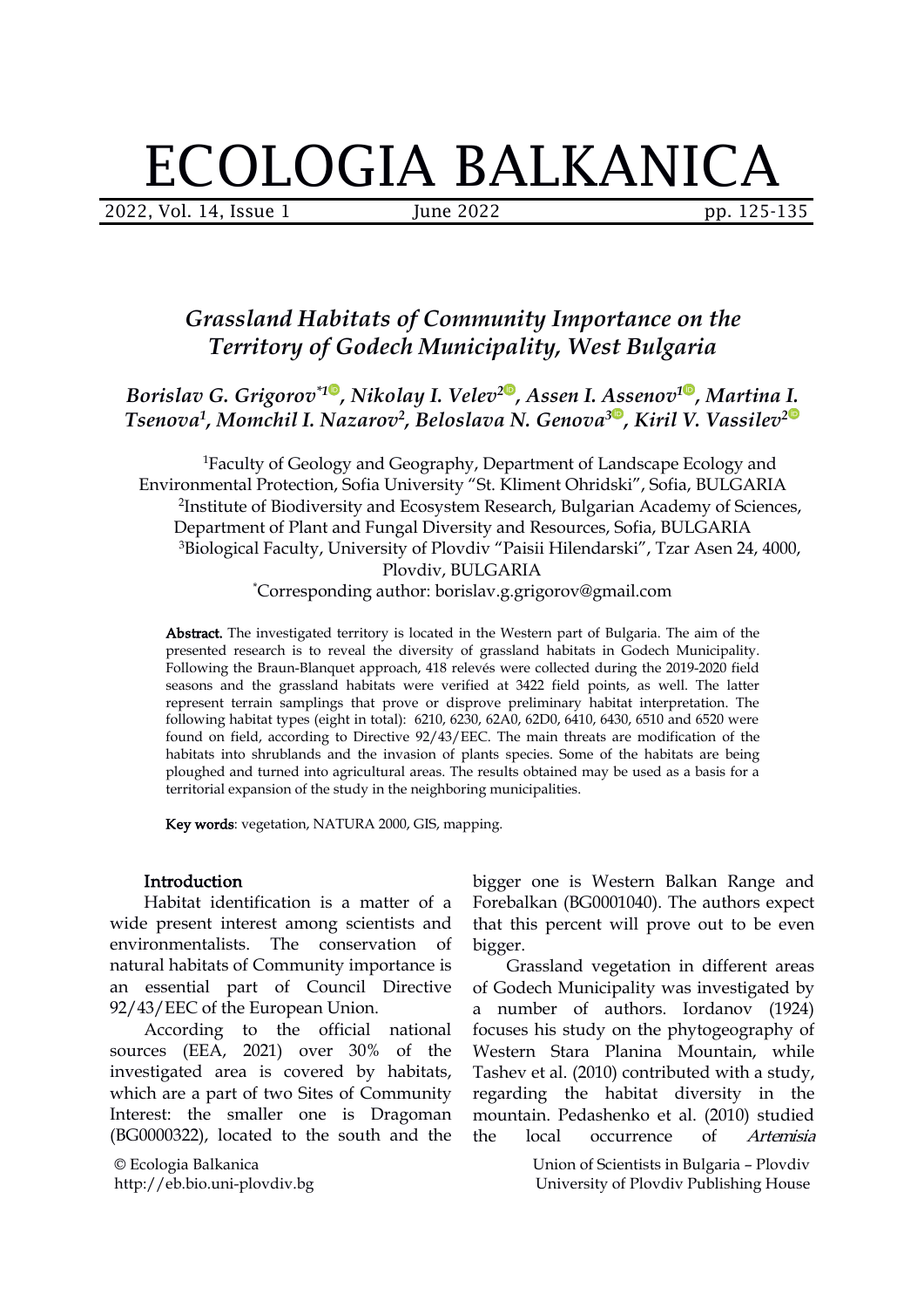# Grassland Habitats of Community Importance on the Territory of Godech Municipality, West Bulgaria

***Borislav G. Grigorov*[1], Nikolay I. Velev[2], Assen I. Assenov[1], Martina I. Tsenova[1], Momchil I. Nazarov[2], Beloslava N. Genova[3], Kiril V. Vassilev[2]***

[1]Faculty of Geology and Geography, Department of Landscape Ecology and Environmental Protection, Sofia University "St. Kliment Ohridski", Sofia, BULGARIA
[2]Institute of Biodiversity and Ecosystem Research, Bulgarian Academy of Sciences, Department of Plant and Fungal Diversity and Resources, Sofia, BULGARIA
[3]Biological Faculty, University of Plovdiv "Paisii Hilendarski", Tzar Asen 24, 4000, Plovdiv, BULGARIA
*Corresponding author: borislav.g.grigorov@gmail.com

**Abstract.** The investigated territory is located in the Western part of Bulgaria. The aim of the presented research is to reveal the diversity of grassland habitats in Godech Municipality. Following the Braun-Blanquet approach, 418 relevés were collected during the 2019-2020 field seasons and the grassland habitats were verified at 3422 field points, as well. The latter represent terrain samplings that prove or disprove preliminary habitat interpretation. The following habitat types (eight in total): 6210, 6230, 62A0, 62D0, 6410, 6430, 6510 and 6520 were found on field, according to Directive 92/43/EEC. The main threats are modification of the habitats into shrublands and the invasion of plants species. Some of the habitats are being ploughed and turned into agricultural areas. The results obtained may be used as a basis for a territorial expansion of the study in the neighboring municipalities.

**Key words**: vegetation, NATURA 2000, GIS, mapping.

## Introduction

Habitat identification is a matter of a wide present interest among scientists and environmentalists. The conservation of natural habitats of Community importance is an essential part of Council Directive 92/43/EEC of the European Union.

According to the official national sources (EEA, 2021) over 30% of the investigated area is covered by habitats, which are a part of two Sites of Community Interest: the smaller one is Dragoman (BG0000322), located to the south and the bigger one is Western Balkan Range and Forebalkan (BG0001040). The authors expect that this percent will prove out to be even bigger.

Grassland vegetation in different areas of Godech Municipality was investigated by a number of authors. Iordanov (1924) focuses his study on the phytogeography of Western Stara Planina Mountain, while Tashev et al. (2010) contributed with a study, regarding the habitat diversity in the mountain. Pedashenko et al. (2010) studied the local occurrence of *Artemisia*

© Ecologia Balkanica
http://eb.bio.uni-plovdiv.bg

Union of Scientists in Bulgaria – Plovdiv
University of Plovdiv Publishing House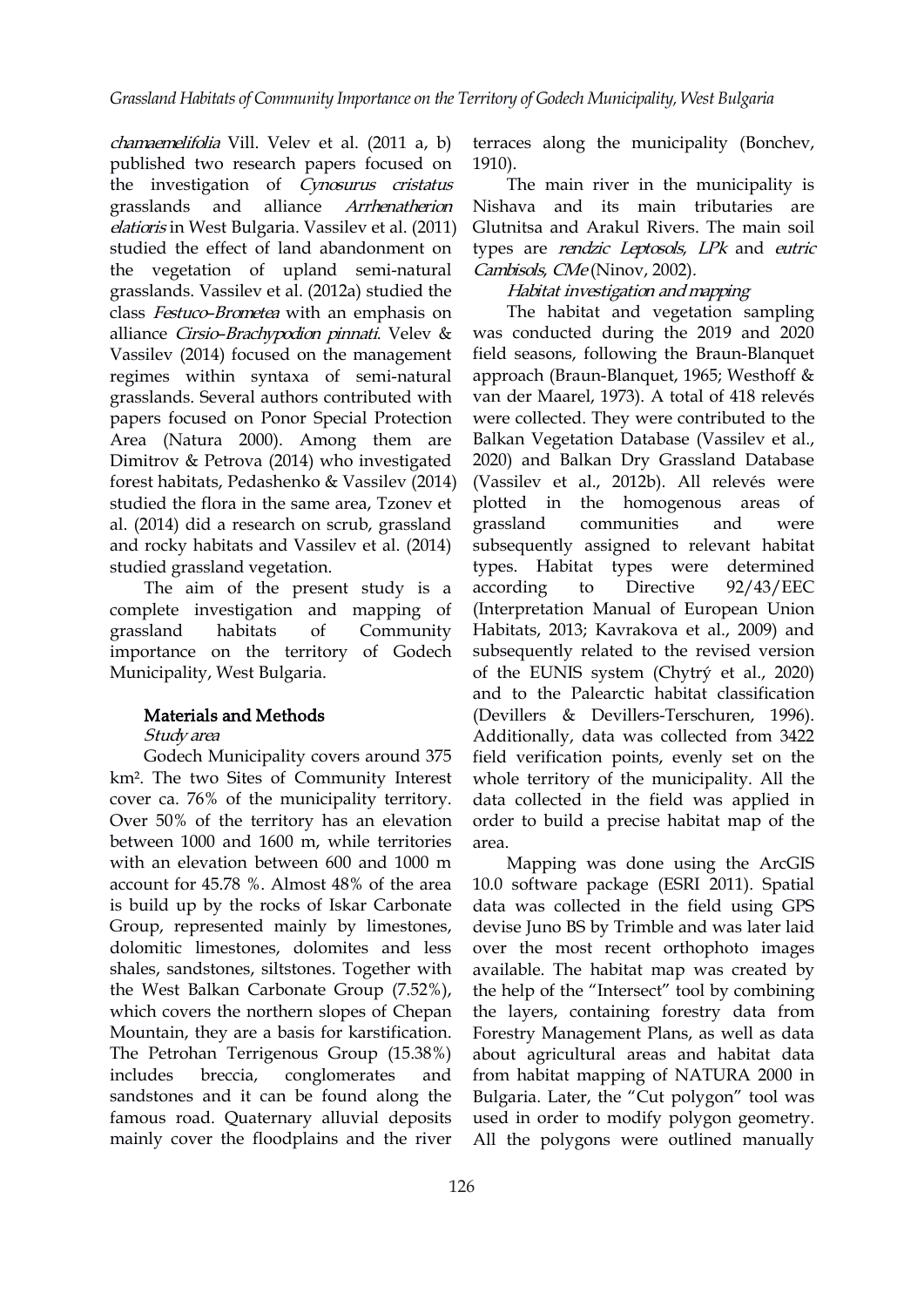*chamaemelifolia* Vill. Velev et al. (2011 a, b) published two research papers focused on the investigation of *Cynosurus cristatus* grasslands and alliance *Arrhenatherion elatioris* in West Bulgaria. Vassilev et al. (2011) studied the effect of land abandonment on the vegetation of upland semi-natural grasslands. Vassilev et al. (2012a) studied the class *Festuco-Brometea* with an emphasis on alliance *Cirsio-Brachypodion pinnati*. Velev & Vassilev (2014) focused on the management regimes within syntaxa of semi-natural grasslands. Several authors contributed with papers focused on Ponor Special Protection Area (Natura 2000). Among them are Dimitrov & Petrova (2014) who investigated forest habitats, Pedashenko & Vassilev (2014) studied the flora in the same area, Tzonev et al. (2014) did a research on scrub, grassland and rocky habitats and Vassilev et al. (2014) studied grassland vegetation.

The aim of the present study is a complete investigation and mapping of grassland habitats of Community importance on the territory of Godech Municipality, West Bulgaria.

## Materials and Methods

### *Study area*

Godech Municipality covers around 375 km². The two Sites of Community Interest cover ca. 76% of the municipality territory. Over 50% of the territory has an elevation between 1000 and 1600 m, while territories with an elevation between 600 and 1000 m account for 45.78 %. Almost 48% of the area is build up by the rocks of Iskar Carbonate Group, represented mainly by limestones, dolomitic limestones, dolomites and less shales, sandstones, siltstones. Together with the West Balkan Carbonate Group (7.52%), which covers the northern slopes of Chepan Mountain, they are a basis for karstification. The Petrohan Terrigenous Group (15.38%) includes breccia, conglomerates and sandstones and it can be found along the famous road. Quaternary alluvial deposits mainly cover the floodplains and the river terraces along the municipality (Bonchev, 1910).

The main river in the municipality is Nishava and its main tributaries are Glutnitsa and Arakul Rivers. The main soil types are *rendzic Leptosols, LPk* and *eutric Cambisols, CMe* (Ninov, 2002).

### *Habitat investigation and mapping*

The habitat and vegetation sampling was conducted during the 2019 and 2020 field seasons, following the Braun-Blanquet approach (Braun-Blanquet, 1965; Westhoff & van der Maarel, 1973). A total of 418 relevés were collected. They were contributed to the Balkan Vegetation Database (Vassilev et al., 2020) and Balkan Dry Grassland Database (Vassilev et al., 2012b). All relevés were plotted in the homogenous areas of grassland communities and were subsequently assigned to relevant habitat types. Habitat types were determined according to Directive 92/43/EEC (Interpretation Manual of European Union Habitats, 2013; Kavrakova et al., 2009) and subsequently related to the revised version of the EUNIS system (Chytrý et al., 2020) and to the Palearctic habitat classification (Devillers & Devillers-Terschuren, 1996). Additionally, data was collected from 3422 field verification points, evenly set on the whole territory of the municipality. All the data collected in the field was applied in order to build a precise habitat map of the area.

Mapping was done using the ArcGIS 10.0 software package (ESRI 2011). Spatial data was collected in the field using GPS devise Juno BS by Trimble and was later laid over the most recent orthophoto images available. The habitat map was created by the help of the "Intersect" tool by combining the layers, containing forestry data from Forestry Management Plans, as well as data about agricultural areas and habitat data from habitat mapping of NATURA 2000 in Bulgaria. Later, the "Cut polygon" tool was used in order to modify polygon geometry. All the polygons were outlined manually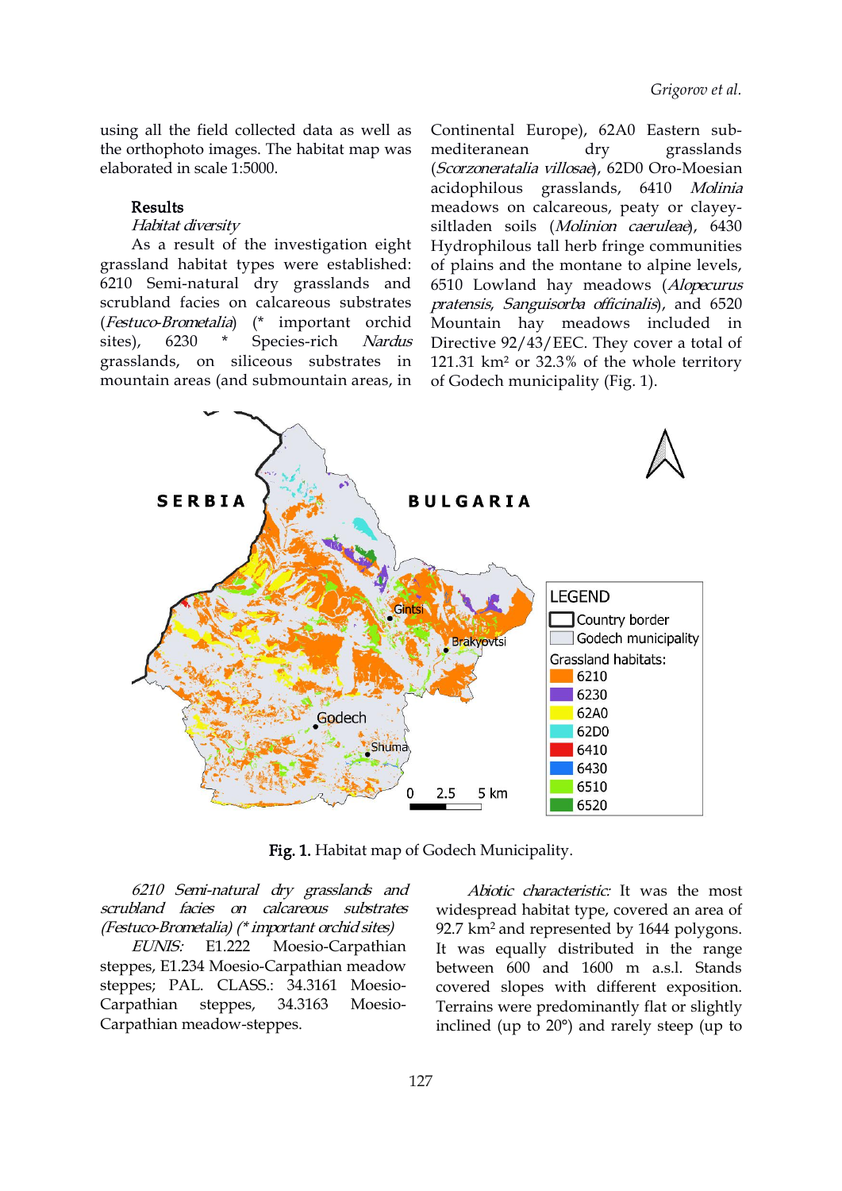using all the field collected data as well as the orthophoto images. The habitat map was elaborated in scale 1:5000.

## Results

### *Habitat diversity*

As a result of the investigation eight grassland habitat types were established: 6210 Semi-natural dry grasslands and scrubland facies on calcareous substrates (*Festuco-Brometalia*) (* important orchid sites), 6230 * Species-rich *Nardus* grasslands, on siliceous substrates in mountain areas (and submountain areas, in Continental Europe), 62A0 Eastern sub-mediterranean dry grasslands (*Scorzoneratalia villosae*), 62D0 Oro-Moesian acidophilous grasslands, 6410 *Molinia* meadows on calcareous, peaty or clayey-siltladen soils (*Molinion caeruleae*), 6430 Hydrophilous tall herb fringe communities of plains and the montane to alpine levels, 6510 Lowland hay meadows (*Alopecurus pratensis*, *Sanguisorba officinalis*), and 6520 Mountain hay meadows included in Directive 92/43/EEC. They cover a total of 121.31 km² or 32.3% of the whole territory of Godech municipality (Fig. 1).

SERBIA
BULGARIA
Gintsi
Brakyovtsi
Godech
Shuma
0 2.5 5 km
LEGEND
Country border
Godech municipality
Grassland habitats:
6210
6230
62A0
62D0
6410
6430
6510
6520

**Fig. 1.** Habitat map of Godech Municipality.

*6210 Semi-natural dry grasslands and scrubland facies on calcareous substrates (Festuco-Brometalia) (* important orchid sites)*

*EUNIS:* E1.222 Moesio-Carpathian steppes, E1.234 Moesio-Carpathian meadow steppes; PAL. CLASS.: 34.3161 Moesio-Carpathian steppes, 34.3163 Moesio-Carpathian meadow-steppes.

*Abiotic characteristic:* It was the most widespread habitat type, covered an area of 92.7 km² and represented by 1644 polygons. It was equally distributed in the range between 600 and 1600 m a.s.l. Stands covered slopes with different exposition. Terrains were predominantly flat or slightly inclined (up to 20°) and rarely steep (up to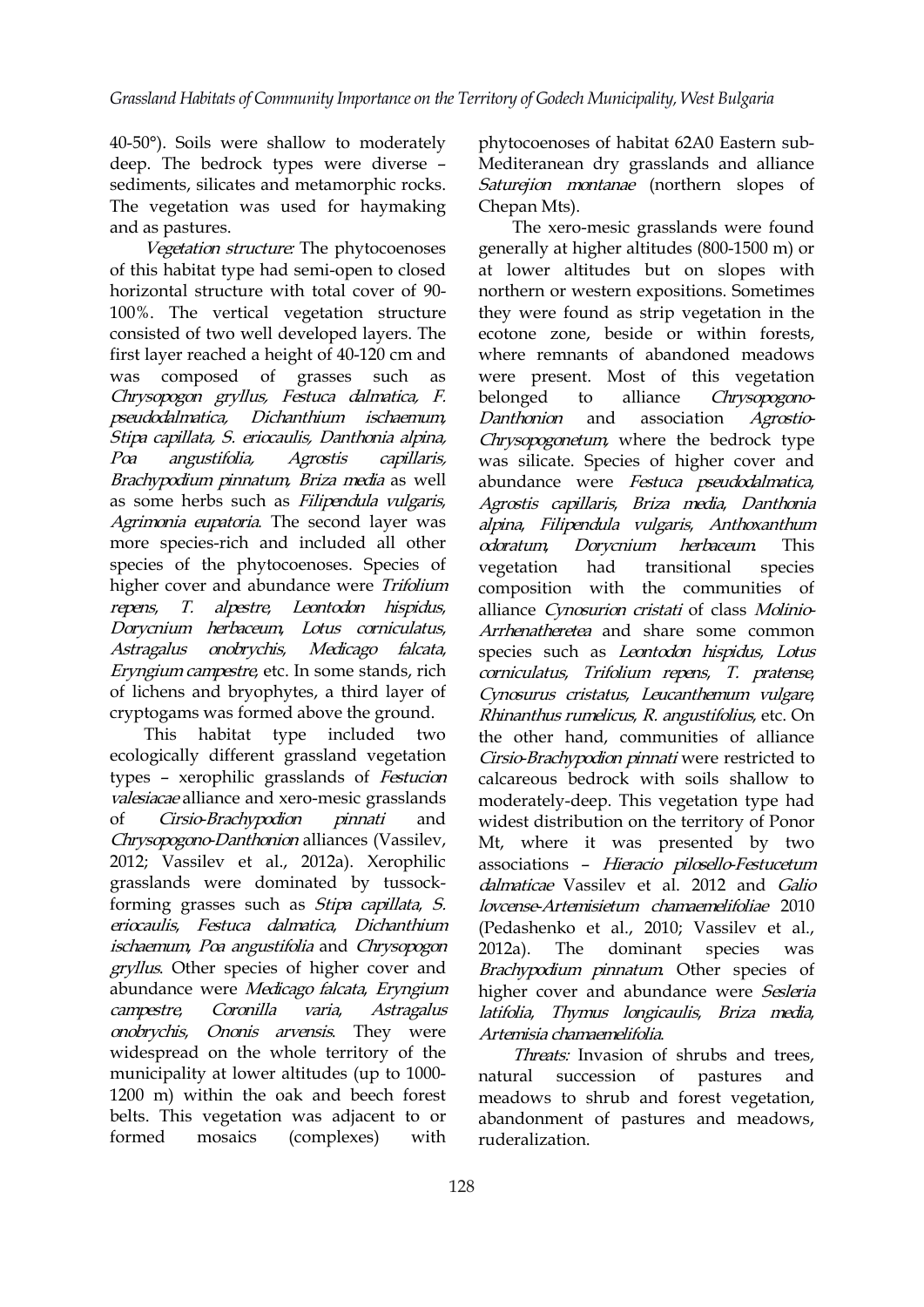40-50°). Soils were shallow to moderately deep. The bedrock types were diverse – sediments, silicates and metamorphic rocks. The vegetation was used for haymaking and as pastures.

*Vegetation structure*: The phytocoenoses of this habitat type had semi-open to closed horizontal structure with total cover of 90-100%. The vertical vegetation structure consisted of two well developed layers. The first layer reached a height of 40-120 cm and was composed of grasses such as *Chrysopogon gryllus, Festuca dalmatica, F. pseudodalmatica, Dichanthium ischaemum, Stipa capillata, S. eriocaulis, Danthonia alpina, Poa angustifolia, Agrostis capillaris, Brachypodium pinnatum, Briza media* as well as some herbs such as *Filipendula vulgaris, Agrimonia eupatoria*. The second layer was more species-rich and included all other species of the phytocoenoses. Species of higher cover and abundance were *Trifolium repens, T. alpestre, Leontodon hispidus, Dorycnium herbaceum, Lotus corniculatus, Astragalus onobrychis, Medicago falcata, Eryngium campestre*, etc. In some stands, rich of lichens and bryophytes, a third layer of cryptogams was formed above the ground.

This habitat type included two ecologically different grassland vegetation types – xerophilic grasslands of *Festucion valesiacae* alliance and xero-mesic grasslands of *Cirsio-Brachypodion pinnati* and *Chrysopogono-Danthonion* alliances (Vassilev, 2012; Vassilev et al., 2012a). Xerophilic grasslands were dominated by tussock-forming grasses such as *Stipa capillata, S. eriocaulis, Festuca dalmatica, Dichanthium ischaemum, Poa angustifolia* and *Chrysopogon gryllus*. Other species of higher cover and abundance were *Medicago falcata, Eryngium campestre, Coronilla varia, Astragalus onobrychis, Ononis arvensis*. They were widespread on the whole territory of the municipality at lower altitudes (up to 1000-1200 m) within the oak and beech forest belts. This vegetation was adjacent to or formed mosaics (complexes) with phytocoenoses of habitat 62A0 Eastern sub-Mediteranean dry grasslands and alliance *Saturejion montanae* (northern slopes of Chepan Mts).

The xero-mesic grasslands were found generally at higher altitudes (800-1500 m) or at lower altitudes but on slopes with northern or western expositions. Sometimes they were found as strip vegetation in the ecotone zone, beside or within forests, where remnants of abandoned meadows were present. Most of this vegetation belonged to alliance *Chrysopogono-Danthonion* and association *Agrostio-Chrysopogonetum*, where the bedrock type was silicate. Species of higher cover and abundance were *Festuca pseudodalmatica, Agrostis capillaris, Briza media, Danthonia alpina, Filipendula vulgaris, Anthoxanthum odoratum, Dorycnium herbaceum*. This vegetation had transitional species composition with the communities of alliance *Cynosurion cristati* of class *Molinio-Arrhenatheretea* and share some common species such as *Leontodon hispidus, Lotus corniculatus, Trifolium repens, T. pratense, Cynosurus cristatus, Leucanthemum vulgare, Rhinanthus rumelicus, R. angustifolius*, etc. On the other hand, communities of alliance *Cirsio-Brachypodion pinnati* were restricted to calcareous bedrock with soils shallow to moderately-deep. This vegetation type had widest distribution on the territory of Ponor Mt, where it was presented by two associations – *Hieracio pilosello-Festucetum dalmaticae* Vassilev et al. 2012 and *Galio lovcense-Artemisietum chamaemelifoliae* 2010 (Pedashenko et al., 2010; Vassilev et al., 2012a). The dominant species was *Brachypodium pinnatum*. Other species of higher cover and abundance were *Sesleria latifolia, Thymus longicaulis, Briza media, Artemisia chamaemelifolia*.

*Threats:* Invasion of shrubs and trees, natural succession of pastures and meadows to shrub and forest vegetation, abandonment of pastures and meadows, ruderalization.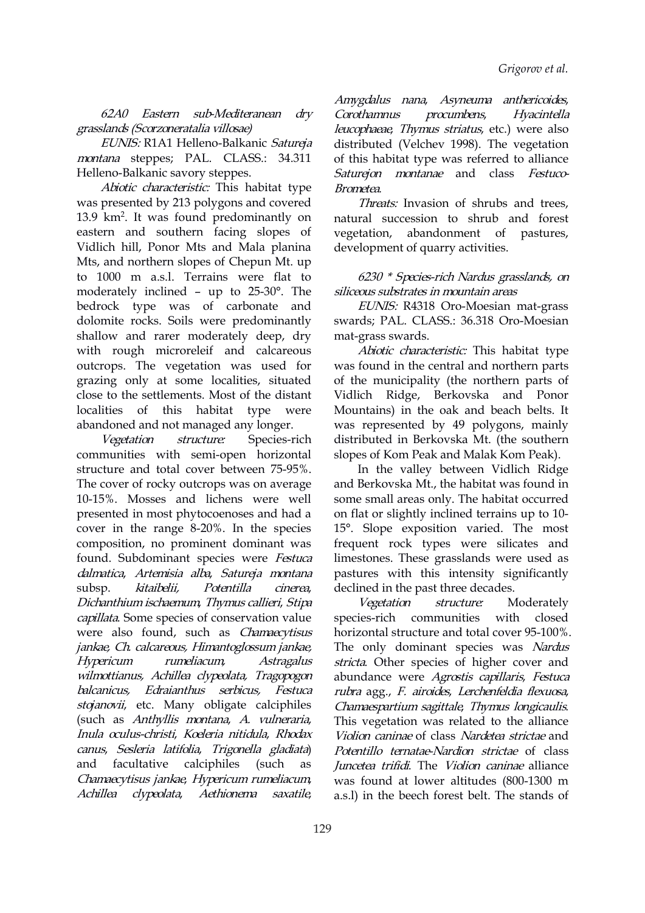*62A0 Eastern sub-Mediteranean dry grasslands (Scorzoneratalia villosae)*

*EUNIS:* R1A1 Helleno-Balkanic *Satureja montana* steppes; PAL. CLASS.: 34.311 Helleno-Balkanic savory steppes.

*Abiotic characteristic:* This habitat type was presented by 213 polygons and covered 13.9 km$^2$. It was found predominantly on eastern and southern facing slopes of Vidlich hill, Ponor Mts and Mala planina Mts, and northern slopes of Chepun Mt. up to 1000 m a.s.l. Terrains were flat to moderately inclined – up to 25-30°. The bedrock type was of carbonate and dolomite rocks. Soils were predominantly shallow and rarer moderately deep, dry with rough microreleif and calcareous outcrops. The vegetation was used for grazing only at some localities, situated close to the settlements. Most of the distant localities of this habitat type were abandoned and not managed any longer.

*Vegetation structure:* Species-rich communities with semi-open horizontal structure and total cover between 75-95%. The cover of rocky outcrops was on average 10-15%. Mosses and lichens were well presented in most phytocoenoses and had a cover in the range 8-20%. In the species composition, no prominent dominant was found. Subdominant species were *Festuca dalmatica*, *Artemisia alba*, *Satureja montana* subsp. *kitaibelii*, *Potentilla cinerea*, *Dichanthium ischaemum*, *Thymus callieri*, *Stipa capillata*. Some species of conservation value were also found, such as *Chamaecytisus jankae*, *Ch. calcareous*, *Himantoglossum jankae*, *Hypericum rumeliacum*, *Astragalus wilmottianus*, *Achillea clypeolata*, *Tragopogon balcanicus*, *Edraianthus serbicus*, *Festuca stojanovii*, etc. Many obligate calciphiles (such as *Anthyllis montana*, *A. vulneraria*, *Inula oculus-christi*, *Koeleria nitidula*, *Rhodax canus*, *Sesleria latifolia*, *Trigonella gladiata*) and facultative calciphiles (such as *Chamaecytisus jankae*, *Hypericum rumeliacum*, *Achillea clypeolata*, *Aethionema saxatile*, *Amygdalus nana*, *Asyneuma anthericoides*, *Corothamnus procumbens*, *Hyacintella leucophaeae*, *Thymus striatus*, etc.) were also distributed (Velchev 1998). The vegetation of this habitat type was referred to alliance *Saturejon montanae* and class *Festuco-Brometea*.

*Threats:* Invasion of shrubs and trees, natural succession to shrub and forest vegetation, abandonment of pastures, development of quarry activities.

*6230 \* Species-rich Nardus grasslands, on siliceous substrates in mountain areas*

*EUNIS:* R4318 Oro-Moesian mat-grass swards; PAL. CLASS.: 36.318 Oro-Moesian mat-grass swards.

*Abiotic characteristic:* This habitat type was found in the central and northern parts of the municipality (the northern parts of Vidlich Ridge, Berkovska and Ponor Mountains) in the oak and beach belts. It was represented by 49 polygons, mainly distributed in Berkovska Mt. (the southern slopes of Kom Peak and Malak Kom Peak).

In the valley between Vidlich Ridge and Berkovska Mt., the habitat was found in some small areas only. The habitat occurred on flat or slightly inclined terrains up to 10-15°. Slope exposition varied. The most frequent rock types were silicates and limestones. These grasslands were used as pastures with this intensity significantly declined in the past three decades.

*Vegetation structure:* Moderately species-rich communities with closed horizontal structure and total cover 95-100%. The only dominant species was *Nardus stricta*. Other species of higher cover and abundance were *Agrostis capillaris*, *Festuca rubra* agg., *F. airoides*, *Lerchenfeldia flexuosa*, *Chamaespartium sagittale*, *Thymus longicaulis*. This vegetation was related to the alliance *Violion caninae* of class *Nardetea strictae* and *Potentillo ternatae-Nardion strictae* of class *Juncetea trifidi*. The *Violion caninae* alliance was found at lower altitudes (800-1300 m a.s.l) in the beech forest belt. The stands of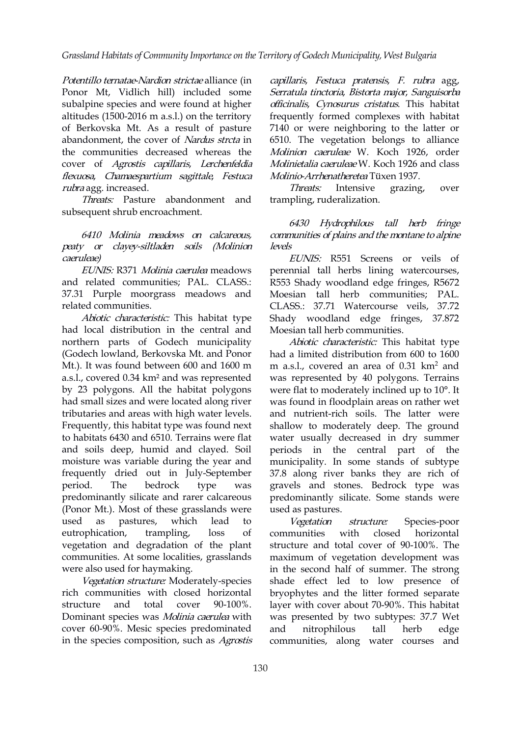*Potentillo ternatae-Nardion strictae* alliance (in Ponor Mt, Vidlich hill) included some subalpine species and were found at higher altitudes (1500-2016 m a.s.l.) on the territory of Berkovska Mt. As a result of pasture abandonment, the cover of *Nardus strcta* in the communities decreased whereas the cover of *Agrostis capillaris, Lerchenfeldia flexuosa, Chamaespartium sagittale, Festuca rubra* agg. increased.

*Threats:* Pasture abandonment and subsequent shrub encroachment.

*6410 Molinia meadows on calcareous, peaty or clayey-siltladen soils (Molinion caeruleae)*

*EUNIS:* R371 *Molinia caerulea* meadows and related communities; PAL. CLASS.: 37.31 Purple moorgrass meadows and related communities.

*Abiotic characteristic:* This habitat type had local distribution in the central and northern parts of Godech municipality (Godech lowland, Berkovska Mt. and Ponor Mt.). It was found between 600 and 1600 m a.s.l., covered 0.34 km$^2$ and was represented by 23 polygons. All the habitat polygons had small sizes and were located along river tributaries and areas with high water levels. Frequently, this habitat type was found next to habitats 6430 and 6510. Terrains were flat and soils deep, humid and clayed. Soil moisture was variable during the year and frequently dried out in July-September period. The bedrock type was predominantly silicate and rarer calcareous (Ponor Mt.). Most of these grasslands were used as pastures, which lead to eutrophication, trampling, loss of vegetation and degradation of the plant communities. At some localities, grasslands were also used for haymaking.

*Vegetation structure:* Moderately-species rich communities with closed horizontal structure and total cover 90-100%. Dominant species was *Molinia caerulea* with cover 60-90%. Mesic species predominated in the species composition, such as *Agrostis capillaris, Festuca pratensis, F. rubra* agg, *Serratula tinctoria, Bistorta major, Sanguisorba officinalis, Cynosurus cristatus*. This habitat frequently formed complexes with habitat 7140 or were neighboring to the latter or 6510. The vegetation belongs to alliance *Molinion caeruleae* W. Koch 1926, order *Molinietalia caeruleae* W. Koch 1926 and class *Molinio-Arrhenatheretea* Tüxen 1937.

*Threats:* Intensive grazing, over trampling, ruderalization.

*6430 Hydrophilous tall herb fringe communities of plains and the montane to alpine levels*

*EUNIS:* R551 Screens or veils of perennial tall herbs lining watercourses, R553 Shady woodland edge fringes, R5672 Moesian tall herb communities; PAL. CLASS.: 37.71 Watercourse veils, 37.72 Shady woodland edge fringes, 37.872 Moesian tall herb communities.

*Abiotic characteristic:* This habitat type had a limited distribution from 600 to 1600 m a.s.l., covered an area of 0.31 km$^2$ and was represented by 40 polygons. Terrains were flat to moderately inclined up to 10°. It was found in floodplain areas on rather wet and nutrient-rich soils. The latter were shallow to moderately deep. The ground water usually decreased in dry summer periods in the central part of the municipality. In some stands of subtype 37.8 along river banks they are rich of gravels and stones. Bedrock type was predominantly silicate. Some stands were used as pastures.

*Vegetation structure:* Species-poor communities with closed horizontal structure and total cover of 90-100%. The maximum of vegetation development was in the second half of summer. The strong shade effect led to low presence of bryophytes and the litter formed separate layer with cover about 70-90%. This habitat was presented by two subtypes: 37.7 Wet and nitrophilous tall herb edge communities, along water courses and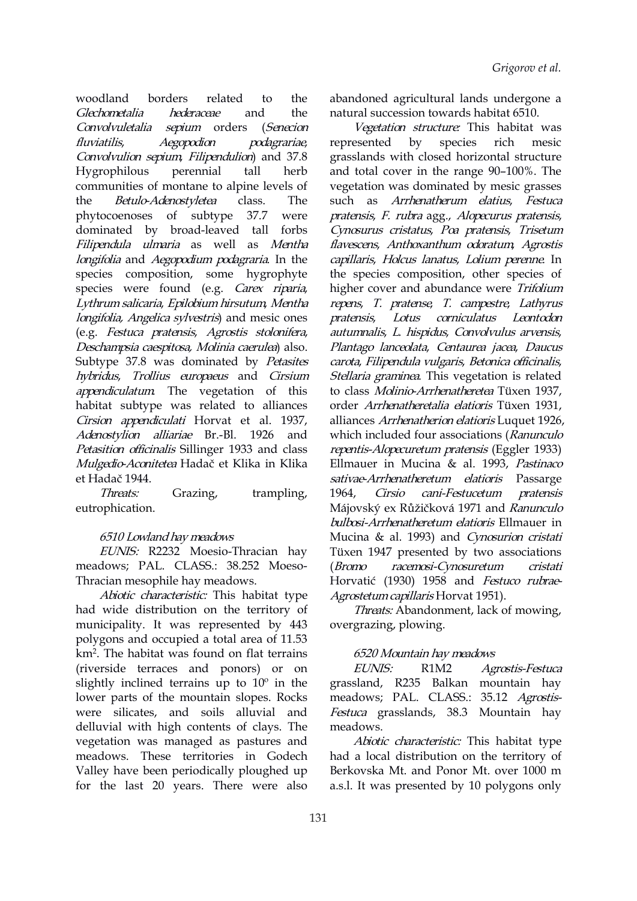woodland borders related to the *Glechometalia hederaceae* and the *Convolvuletalia sepium* orders (*Senecion fluviatilis, Aegopodion podagrariae, Convolvulion sepium, Filipendulion*) and 37.8 Hygrophilous perennial tall herb communities of montane to alpine levels of the *Betulo-Adenostyletea* class. The phytocoenoses of subtype 37.7 were dominated by broad-leaved tall forbs *Filipendula ulmaria* as well as *Mentha longifolia* and *Aegopodium podagraria*. In the species composition, some hygrophyte species were found (e.g. *Carex riparia, Lythrum salicaria, Epilobium hirsutum, Mentha longifolia, Angelica sylvestris*) and mesic ones (e.g. *Festuca pratensis, Agrostis stolonifera, Deschampsia caespitosa, Molinia caerulea*) also. Subtype 37.8 was dominated by *Petasites hybridus, Trollius europaeus* and *Cirsium appendiculatum*. The vegetation of this habitat subtype was related to alliances *Cirsion appendiculati* Horvat et al. 1937, *Adenostylion alliariae* Br.-Bl. 1926 and *Petasition officinalis* Sillinger 1933 and class *Mulgedio-Aconitetea* Hadač et Klika in Klika et Hadač 1944.

*Threats:* Grazing, trampling, eutrophication.

*6510 Lowland hay meadows*

*EUNIS:* R2232 Moesio-Thracian hay meadows; PAL. CLASS.: 38.252 Moeso-Thracian mesophile hay meadows.

*Abiotic characteristic:* This habitat type had wide distribution on the territory of municipality. It was represented by 443 polygons and occupied a total area of 11.53 km². The habitat was found on flat terrains (riverside terraces and ponors) or on slightly inclined terrains up to 10° in the lower parts of the mountain slopes. Rocks were silicates, and soils alluvial and delluvial with high contents of clays. The vegetation was managed as pastures and meadows. These territories in Godech Valley have been periodically ploughed up for the last 20 years. There were also abandoned agricultural lands undergone a natural succession towards habitat 6510.

*Vegetation structure:* This habitat was represented by species rich mesic grasslands with closed horizontal structure and total cover in the range 90–100%. The vegetation was dominated by mesic grasses such as *Arrhenatherum elatius, Festuca pratensis, F. rubra* agg., *Alopecurus pratensis, Cynosurus cristatus, Poa pratensis, Trisetum flavescens, Anthoxanthum odoratum, Agrostis capillaris, Holcus lanatus, Lolium perenne*. In the species composition, other species of higher cover and abundance were *Trifolium repens, T. pratense, T. campestre, Lathyrus pratensis, Lotus corniculatus Leontodon autumnalis, L. hispidus, Convolvulus arvensis, Plantago lanceolata, Centaurea jacea, Daucus carota, Filipendula vulgaris, Betonica officinalis, Stellaria graminea*. This vegetation is related to class *Molinio-Arrhenatheretea* Tüxen 1937, order *Arrhenatheretalia elatioris* Tüxen 1931, alliances *Arrhenatherion elatioris* Luquet 1926, which included four associations (*Ranunculo repentis-Alopecuretum pratensis* (Eggler 1933) Ellmauer in Mucina & al. 1993, *Pastinaco sativae-Arrhenatheretum elatioris* Passarge 1964, *Cirsio cani-Festucetum pratensis* Májovský ex Růžičková 1971 and *Ranunculo bulbosi-Arrhenatheretum elatioris* Ellmauer in Mucina & al. 1993) and *Cynosurion cristati* Tüxen 1947 presented by two associations (*Bromo racemosi-Cynosuretum cristati* Horvatić (1930) 1958 and *Festuco rubrae-Agrostetum capillaris* Horvat 1951).

*Threats:* Abandonment, lack of mowing, overgrazing, plowing.

*6520 Mountain hay meadows*

*EUNIS:* R1M2 *Agrostis-Festuca* grassland, R235 Balkan mountain hay meadows; PAL. CLASS.: 35.12 *Agrostis-Festuca* grasslands, 38.3 Mountain hay meadows.

*Abiotic characteristic:* This habitat type had a local distribution on the territory of Berkovska Mt. and Ponor Mt. over 1000 m a.s.l. It was presented by 10 polygons only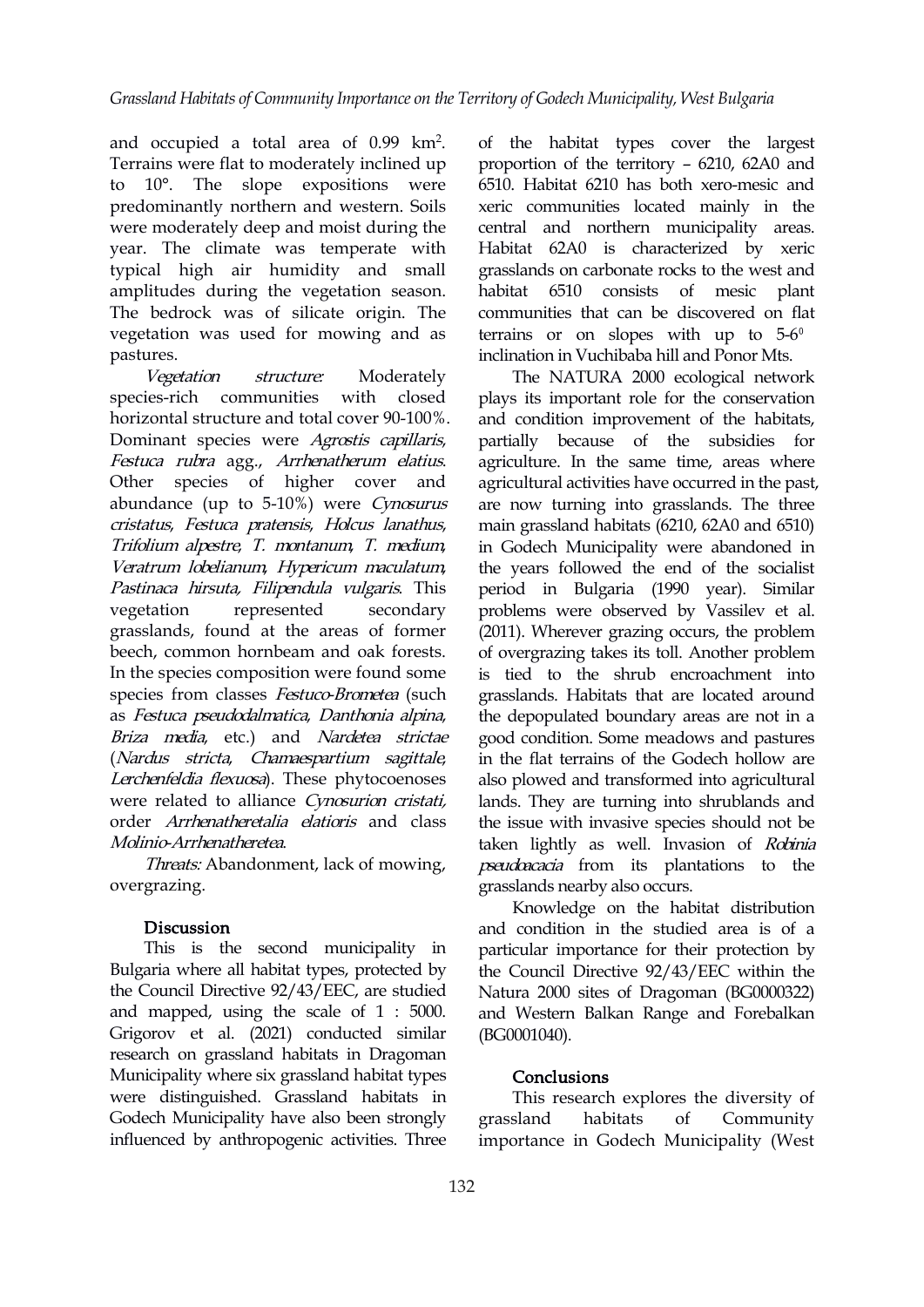and occupied a total area of 0.99 km$^2$. Terrains were flat to moderately inclined up to 10°. The slope expositions were predominantly northern and western. Soils were moderately deep and moist during the year. The climate was temperate with typical high air humidity and small amplitudes during the vegetation season. The bedrock was of silicate origin. The vegetation was used for mowing and as pastures.

*Vegetation structure:* Moderately species-rich communities with closed horizontal structure and total cover 90-100%. Dominant species were *Agrostis capillaris*, *Festuca rubra* agg., *Arrhenatherum elatius*. Other species of higher cover and abundance (up to 5-10%) were *Cynosurus cristatus*, *Festuca pratensis*, *Holcus lanathus*, *Trifolium alpestre*, *T. montanum*, *T. medium*, *Veratrum lobelianum*, *Hypericum maculatum*, *Pastinaca hirsuta*, *Filipendula vulgaris*. This vegetation represented secondary grasslands, found at the areas of former beech, common hornbeam and oak forests. In the species composition were found some species from classes *Festuco-Brometea* (such as *Festuca pseudodalmatica*, *Danthonia alpina*, *Briza media*, etc.) and *Nardetea strictae* (*Nardus stricta*, *Chamaespartium sagittale*, *Lerchenfeldia flexuosa*). These phytocoenoses were related to alliance *Cynosurion cristati*, order *Arrhenatheretalia elatioris* and class *Molinio-Arrhenatheretea*.

*Threats:* Abandonment, lack of mowing, overgrazing.

## Discussion

This is the second municipality in Bulgaria where all habitat types, protected by the Council Directive 92/43/EEC, are studied and mapped, using the scale of 1 : 5000. Grigorov et al. (2021) conducted similar research on grassland habitats in Dragoman Municipality where six grassland habitat types were distinguished. Grassland habitats in Godech Municipality have also been strongly influenced by anthropogenic activities. Three of the habitat types cover the largest proportion of the territory – 6210, 62A0 and 6510. Habitat 6210 has both xero-mesic and xeric communities located mainly in the central and northern municipality areas. Habitat 62A0 is characterized by xeric grasslands on carbonate rocks to the west and habitat 6510 consists of mesic plant communities that can be discovered on flat terrains or on slopes with up to 5-6$^0$ inclination in Vuchibaba hill and Ponor Mts.

The NATURA 2000 ecological network plays its important role for the conservation and condition improvement of the habitats, partially because of the subsidies for agriculture. In the same time, areas where agricultural activities have occurred in the past, are now turning into grasslands. The three main grassland habitats (6210, 62A0 and 6510) in Godech Municipality were abandoned in the years followed the end of the socialist period in Bulgaria (1990 year). Similar problems were observed by Vassilev et al. (2011). Wherever grazing occurs, the problem of overgrazing takes its toll. Another problem is tied to the shrub encroachment into grasslands. Habitats that are located around the depopulated boundary areas are not in a good condition. Some meadows and pastures in the flat terrains of the Godech hollow are also plowed and transformed into agricultural lands. They are turning into shrublands and the issue with invasive species should not be taken lightly as well. Invasion of *Robinia pseudoacacia* from its plantations to the grasslands nearby also occurs.

Knowledge on the habitat distribution and condition in the studied area is of a particular importance for their protection by the Council Directive 92/43/EEC within the Natura 2000 sites of Dragoman (BG0000322) and Western Balkan Range and Forebalkan (BG0001040).

## Conclusions

This research explores the diversity of grassland habitats of Community importance in Godech Municipality (West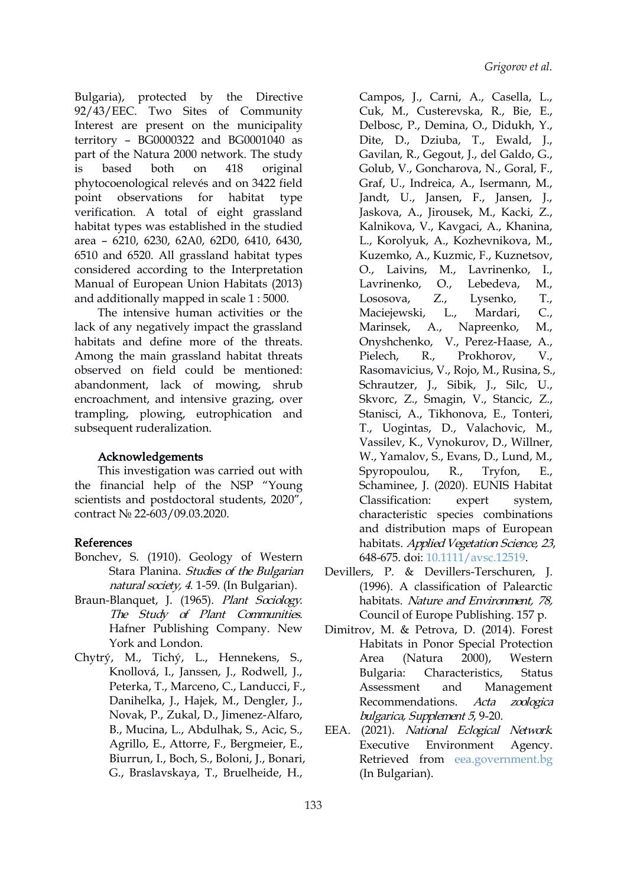Bulgaria), protected by the Directive 92/43/EEC. Two Sites of Community Interest are present on the municipality territory – BG0000322 and BG0001040 as part of the Natura 2000 network. The study is based both on 418 original phytocoenological relevés and on 3422 field point observations for habitat type verification. A total of eight grassland habitat types was established in the studied area – 6210, 6230, 62A0, 62D0, 6410, 6430, 6510 and 6520. All grassland habitat types considered according to the Interpretation Manual of European Union Habitats (2013) and additionally mapped in scale 1 : 5000.

The intensive human activities or the lack of any negatively impact the grassland habitats and define more of the threats. Among the main grassland habitat threats observed on field could be mentioned: abandonment, lack of mowing, shrub encroachment, and intensive grazing, over trampling, plowing, eutrophication and subsequent ruderalization.

## Acknowledgements

This investigation was carried out with the financial help of the NSP "Young scientists and postdoctoral students, 2020", contract № 22-603/09.03.2020.

## References

Bonchev, S. (1910). Geology of Western Stara Planina. *Studies of the Bulgarian natural society, 4*. 1-59. (In Bulgarian).

Braun-Blanquet, J. (1965). *Plant Sociology. The Study of Plant Communities*. Hafner Publishing Company. New York and London.

Chytrý, M., Tichý, L., Hennekens, S., Knollová, I., Janssen, J., Rodwell, J., Peterka, T., Marceno, C., Landucci, F., Danihelka, J., Hajek, M., Dengler, J., Novak, P., Zukal, D., Jimenez-Alfaro, B., Mucina, L., Abdulhak, S., Acic, S., Agrillo, E., Attorre, F., Bergmeier, E., Biurrun, I., Boch, S., Boloni, J., Bonari, G., Braslavskaya, T., Bruelheide, H., Campos, J., Carni, A., Casella, L., Cuk, M., Custerevska, R., Bie, E., Delbosc, P., Demina, O., Didukh, Y., Dite, D., Dziuba, T., Ewald, J., Gavilan, R., Gegout, J., del Galdo, G., Golub, V., Goncharova, N., Goral, F., Graf, U., Indreica, A., Isermann, M., Jandt, U., Jansen, F., Jansen, J., Jaskova, A., Jirousek, M., Kacki, Z., Kalnikova, V., Kavgaci, A., Khanina, L., Korolyuk, A., Kozhevnikova, M., Kuzemko, A., Kuzmic, F., Kuznetsov, O., Laivins, M., Lavrinenko, I., Lavrinenko, O., Lebedeva, M., Lososova, Z., Lysenko, T., Maciejewski, L., Mardari, C., Marinsek, A., Napreenko, M., Onyshchenko, V., Perez-Haase, A., Pielech, R., Prokhorov, V., Rasomavicius, V., Rojo, M., Rusina, S., Schrautzer, J., Sibik, J., Silc, U., Skvorc, Z., Smagin, V., Stancic, Z., Stanisci, A., Tikhonova, E., Tonteri, T., Uogintas, D., Valachovic, M., Vassilev, K., Vynokurov, D., Willner, W., Yamalov, S., Evans, D., Lund, M., Spyropoulou, R., Tryfon, E., Schaminee, J. (2020). EUNIS Habitat Classification: expert system, characteristic species combinations and distribution maps of European habitats. *Applied Vegetation Science, 23*, 648-675. doi: 10.1111/avsc.12519.

Devillers, P. & Devillers-Terschuren, J. (1996). A classification of Palearctic habitats. *Nature and Environment, 78*, Council of Europe Publishing. 157 p.

Dimitrov, M. & Petrova, D. (2014). Forest Habitats in Ponor Special Protection Area (Natura 2000), Western Bulgaria: Characteristics, Status Assessment and Management Recommendations. *Acta zoologica bulgarica, Supplement 5*, 9-20.

EEA. (2021). *National Eclogical Network*. Executive Environment Agency. Retrieved from eea.government.bg (In Bulgarian).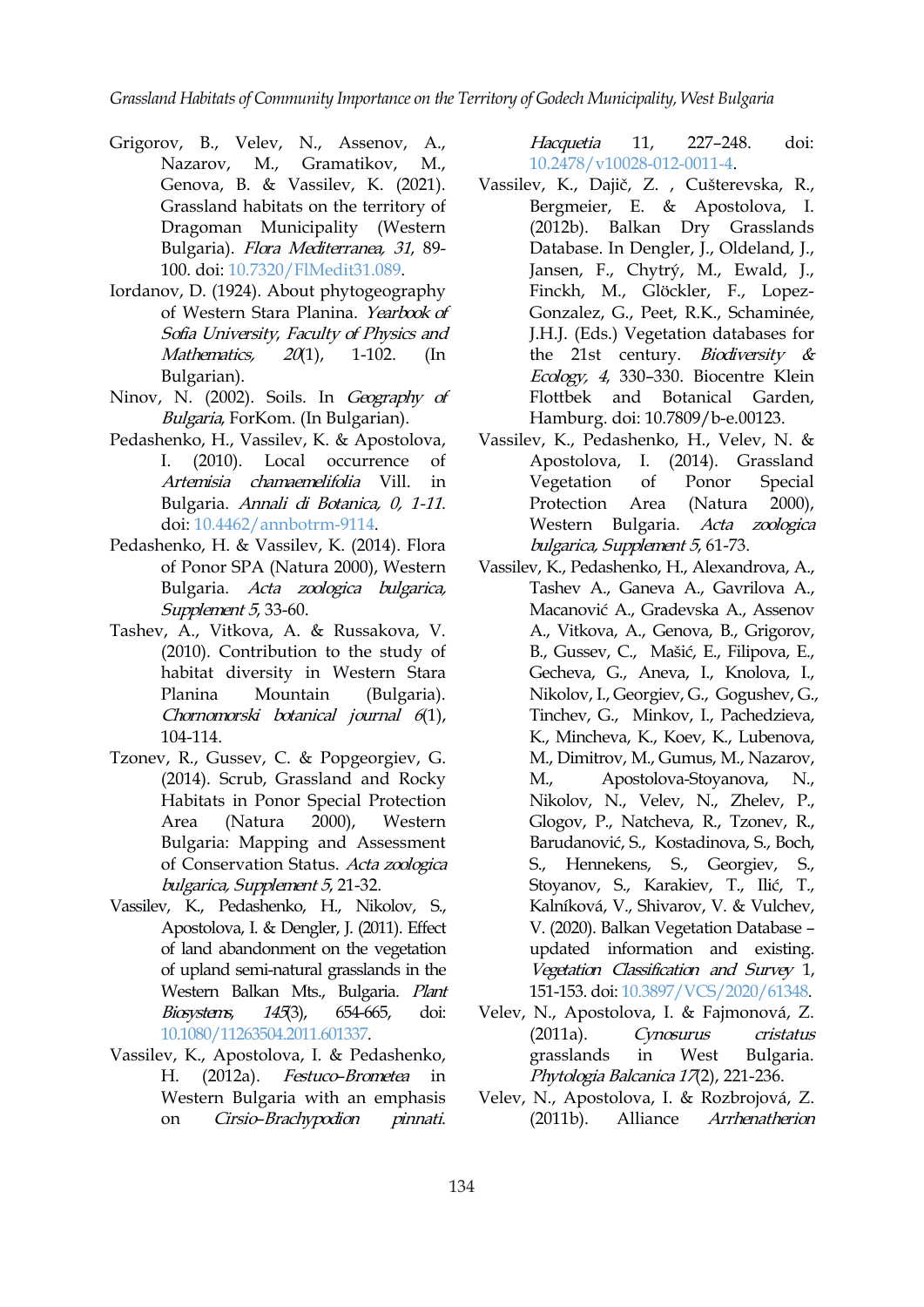Grigorov, B., Velev, N., Assenov, A., Nazarov, M., Gramatikov, M., Genova, B. & Vassilev, K. (2021). Grassland habitats on the territory of Dragoman Municipality (Western Bulgaria). *Flora Mediterranea, 31*, 89-100. doi: 10.7320/FlMedit31.089.

Iordanov, D. (1924). About phytogeography of Western Stara Planina. *Yearbook of Sofia University, Faculty of Physics and Mathematics, 20*(1), 1-102. (In Bulgarian).

Ninov, N. (2002). Soils. In *Geography of Bulgaria*, ForKom. (In Bulgarian).

Pedashenko, H., Vassilev, K. & Apostolova, I. (2010). Local occurrence of *Artemisia chamaemelifolia* Vill. in Bulgaria. *Annali di Botanica, 0, 1-11*. doi: 10.4462/annbotrm-9114.

Pedashenko, H. & Vassilev, K. (2014). Flora of Ponor SPA (Natura 2000), Western Bulgaria. *Acta zoologica bulgarica, Supplement 5*, 33-60.

Tashev, A., Vitkova, A. & Russakova, V. (2010). Contribution to the study of habitat diversity in Western Stara Planina Mountain (Bulgaria). *Chornomorski botanical journal 6*(1), 104-114.

Tzonev, R., Gussev, C. & Popgeorgiev, G. (2014). Scrub, Grassland and Rocky Habitats in Ponor Special Protection Area (Natura 2000), Western Bulgaria: Mapping and Assessment of Conservation Status. *Acta zoologica bulgarica, Supplement 5*, 21-32.

Vassilev, K., Pedashenko, H., Nikolov, S., Apostolova, I. & Dengler, J. (2011). Effect of land abandonment on the vegetation of upland semi-natural grasslands in the Western Balkan Mts., Bulgaria. *Plant Biosystems, 145*(3), 654-665, doi: 10.1080/11263504.2011.601337.

Vassilev, K., Apostolova, I. & Pedashenko, H. (2012a). *Festuco-Brometea* in Western Bulgaria with an emphasis on *Cirsio-Brachypodion pinnati*. *Hacquetia* 11, 227–248. doi: 10.2478/v10028-012-0011-4.

Vassilev, K., Dajič, Z. , Cušterevska, R., Bergmeier, E. & Apostolova, I. (2012b). Balkan Dry Grasslands Database. In Dengler, J., Oldeland, J., Jansen, F., Chytrý, M., Ewald, J., Finckh, M., Glöckler, F., Lopez-Gonzalez, G., Peet, R.K., Schaminée, J.H.J. (Eds.) Vegetation databases for the 21st century. *Biodiversity & Ecology, 4*, 330–330. Biocentre Klein Flottbek and Botanical Garden, Hamburg. doi: 10.7809/b-e.00123.

Vassilev, K., Pedashenko, H., Velev, N. & Apostolova, I. (2014). Grassland Vegetation of Ponor Special Protection Area (Natura 2000), Western Bulgaria. *Acta zoologica bulgarica, Supplement 5*, 61-73.

Vassilev, K., Pedashenko, H., Alexandrova, A., Tashev A., Ganeva A., Gavrilova A., Macanović A., Gradevska A., Assenov A., Vitkova, A., Genova, B., Grigorov, B., Gussev, C., Mašić, E., Filipova, E., Gecheva, G., Aneva, I., Knolova, I., Nikolov, I., Georgiev, G., Gogushev, G., Tinchev, G., Minkov, I., Pachedzieva, K., Mincheva, K., Koev, K., Lubenova, M., Dimitrov, M., Gumus, M., Nazarov, M., Apostolova-Stoyanova, N., Nikolov, N., Velev, N., Zhelev, P., Glogov, P., Natcheva, R., Tzonev, R., Barudanović, S., Kostadinova, S., Boch, S., Hennekens, S., Georgiev, S., Stoyanov, S., Karakiev, T., Ilić, T., Kalníková, V., Shivarov, V. & Vulchev, V. (2020). Balkan Vegetation Database – updated information and existing. *Vegetation Classification and Survey* 1, 151-153. doi: 10.3897/VCS/2020/61348.

Velev, N., Apostolova, I. & Fajmonová, Z. (2011a). *Cynosurus cristatus* grasslands in West Bulgaria. *Phytologia Balcanica 17*(2), 221-236.

Velev, N., Apostolova, I. & Rozbrojová, Z. (2011b). Alliance *Arrhenatherion*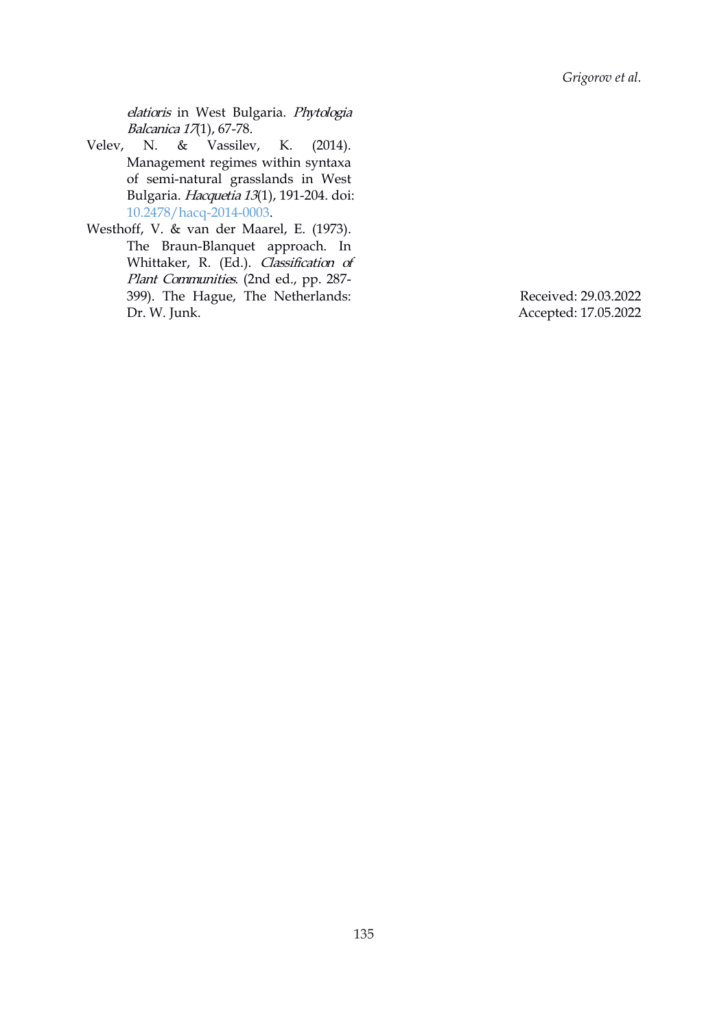*elatioris* in West Bulgaria. *Phytologia Balcanica 17*(1), 67-78.

Velev, N. & Vassilev, K. (2014). Management regimes within syntaxa of semi-natural grasslands in West Bulgaria. *Hacquetia 13*(1), 191-204. doi: 10.2478/hacq-2014-0003.

Westhoff, V. & van der Maarel, E. (1973). The Braun-Blanquet approach. In Whittaker, R. (Ed.). *Classification of Plant Communities*. (2nd ed., pp. 287-399). The Hague, The Netherlands: Dr. W. Junk.

Received: 29.03.2022
Accepted: 17.05.2022